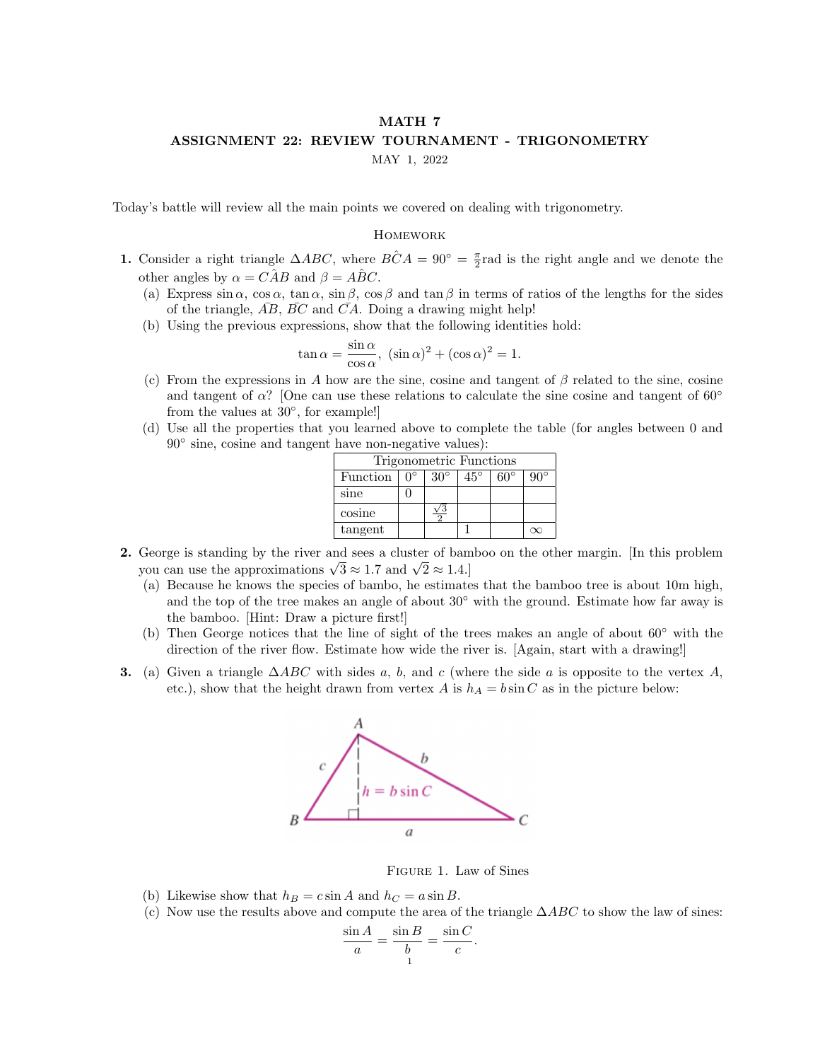# MATH 7
## ASSIGNMENT 22: REVIEW TOURNAMENT - TRIGONOMETRY
MAY 1, 2022

Today's battle will review all the main points we covered on dealing with trigonometry.

### Homework

**1.** Consider a right triangle $\Delta ABC$, where $B\hat{C}A = 90^\circ = \frac{\pi}{2}$rad is the right angle and we denote the other angles by $\alpha = C\hat{A}B$ and $\beta = A\hat{B}C$.

(a) Express $\sin\alpha$, $\cos\alpha$, $\tan\alpha$, $\sin\beta$, $\cos\beta$ and $\tan\beta$ in terms of ratios of the lengths for the sides of the triangle, $\bar{AB}$, $\bar{BC}$ and $\bar{CA}$. Doing a drawing might help!

(b) Using the previous expressions, show that the following identities hold:

$$\tan\alpha = \frac{\sin\alpha}{\cos\alpha}, \ (\sin\alpha)^2 + (\cos\alpha)^2 = 1.$$

(c) From the expressions in $A$ how are the sine, cosine and tangent of $\beta$ related to the sine, cosine and tangent of $\alpha$? [One can use these relations to calculate the sine cosine and tangent of $60^\circ$ from the values at $30^\circ$, for example!]

(d) Use all the properties that you learned above to complete the table (for angles between 0 and $90^\circ$ sine, cosine and tangent have non-negative values):

| Trigonometric Functions | | | | | |
|---|---|---|---|---|---|
| Function | $0^\circ$ | $30^\circ$ | $45^\circ$ | $60^\circ$ | $90^\circ$ |
| sine | 0 | | | | |
| cosine | | $\frac{\sqrt{3}}{2}$ | | | |
| tangent | | | 1 | | $\infty$ |

**2.** George is standing by the river and sees a cluster of bamboo on the other margin. [In this problem you can use the approximations $\sqrt{3} \approx 1.7$ and $\sqrt{2} \approx 1.4$.]

(a) Because he knows the species of bambo, he estimates that the bamboo tree is about 10m high, and the top of the tree makes an angle of about $30^\circ$ with the ground. Estimate how far away is the bamboo. [Hint: Draw a picture first!]

(b) Then George notices that the line of sight of the trees makes an angle of about $60^\circ$ with the direction of the river flow. Estimate how wide the river is. [Again, start with a drawing!]

**3.** (a) Given a triangle $\Delta ABC$ with sides $a$, $b$, and $c$ (where the side $a$ is opposite to the vertex $A$, etc.), show that the height drawn from vertex $A$ is $h_A = b\sin C$ as in the picture below:

Figure 1. Law of Sines

(b) Likewise show that $h_B = c\sin A$ and $h_C = a\sin B$.

(c) Now use the results above and compute the area of the triangle $\Delta ABC$ to show the law of sines:

$$\frac{\sin A}{a} = \frac{\sin B}{b} = \frac{\sin C}{c}.$$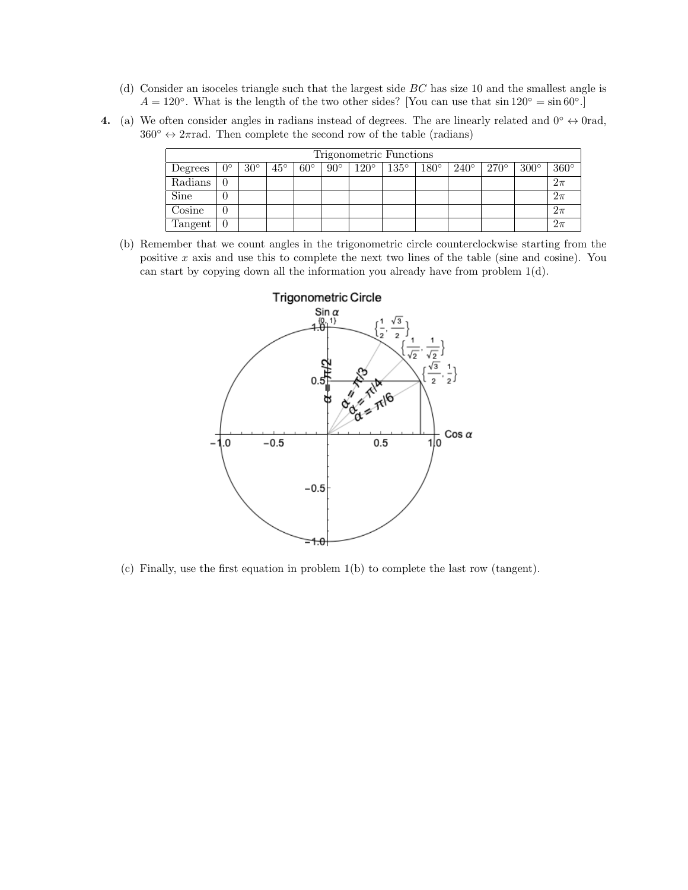(d) Consider an isoceles triangle such that the largest side $BC$ has size 10 and the smallest angle is $A = 120°$. What is the length of the two other sides? [You can use that $\sin 120° = \sin 60°$.]

**4.** (a) We often consider angles in radians instead of degrees. The are linearly related and $0° \leftrightarrow 0$rad, $360° \leftrightarrow 2\pi$rad. Then complete the second row of the table (radians)

| Trigonometric Functions | | | | | | | | | | | | |
|---|---|---|---|---|---|---|---|---|---|---|---|---|
| Degrees | 0° | 30° | 45° | 60° | 90° | 120° | 135° | 180° | 240° | 270° | 300° | 360° |
| Radians | 0 | | | | | | | | | | | $2\pi$ |
| Sine | 0 | | | | | | | | | | | $2\pi$ |
| Cosine | 0 | | | | | | | | | | | $2\pi$ |
| Tangent | 0 | | | | | | | | | | | $2\pi$ |

(b) Remember that we count angles in the trigonometric circle counterclockwise starting from the positive $x$ axis and use this to complete the next two lines of the table (sine and cosine). You can start by copying down all the information you already have from problem 1(d).

Trigonometric Circle

Sin $\alpha$

{0, 1}

$\left\{\frac{1}{2}, \frac{\sqrt{3}}{2}\right\}$

$\left\{\frac{1}{\sqrt{2}}, \frac{1}{\sqrt{2}}\right\}$

$\left\{\frac{\sqrt{3}}{2}, \frac{1}{2}\right\}$

$\alpha = \pi/2$

$\alpha = \pi/3$

$\alpha = \pi/4$

$\alpha = \pi/6$

Cos $\alpha$

1.0

0.5

−0.5

−1.0

−1.0

−0.5

0.5

1.0

(c) Finally, use the first equation in problem 1(b) to complete the last row (tangent).